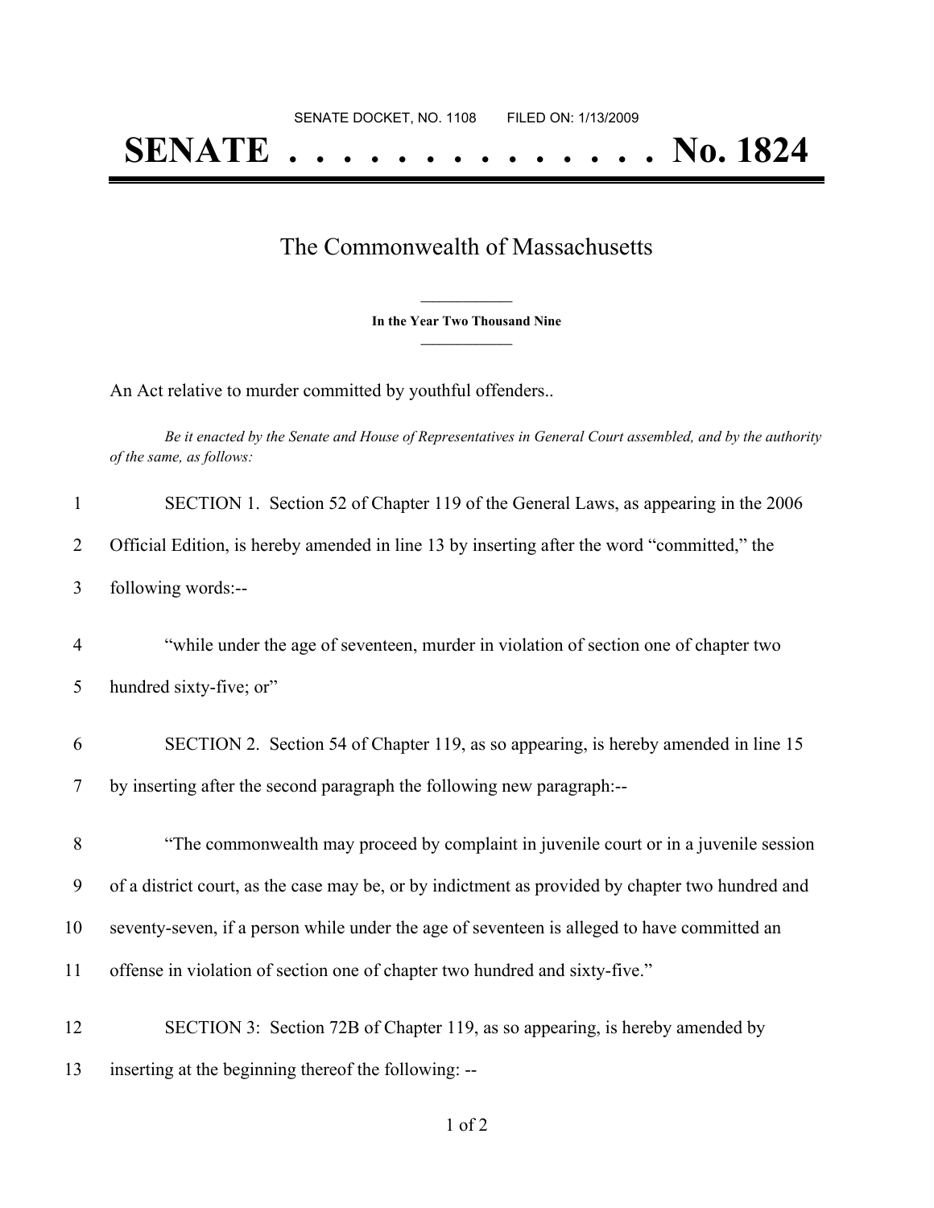SENATE DOCKET, NO. 1108        FILED ON: 1/13/2009

# SENATE . . . . . . . . . . . . . . No. 1824

## The Commonwealth of Massachusetts

**In the Year Two Thousand Nine**

An Act relative to murder committed by youthful offenders..

*Be it enacted by the Senate and House of Representatives in General Court assembled, and by the authority of the same, as follows:*

SECTION 1. Section 52 of Chapter 119 of the General Laws, as appearing in the 2006 Official Edition, is hereby amended in line 13 by inserting after the word "committed," the following words:--

"while under the age of seventeen, murder in violation of section one of chapter two hundred sixty-five; or"

SECTION 2. Section 54 of Chapter 119, as so appearing, is hereby amended in line 15 by inserting after the second paragraph the following new paragraph:--

"The commonwealth may proceed by complaint in juvenile court or in a juvenile session of a district court, as the case may be, or by indictment as provided by chapter two hundred and seventy-seven, if a person while under the age of seventeen is alleged to have committed an offense in violation of section one of chapter two hundred and sixty-five."

SECTION 3: Section 72B of Chapter 119, as so appearing, is hereby amended by inserting at the beginning thereof the following: --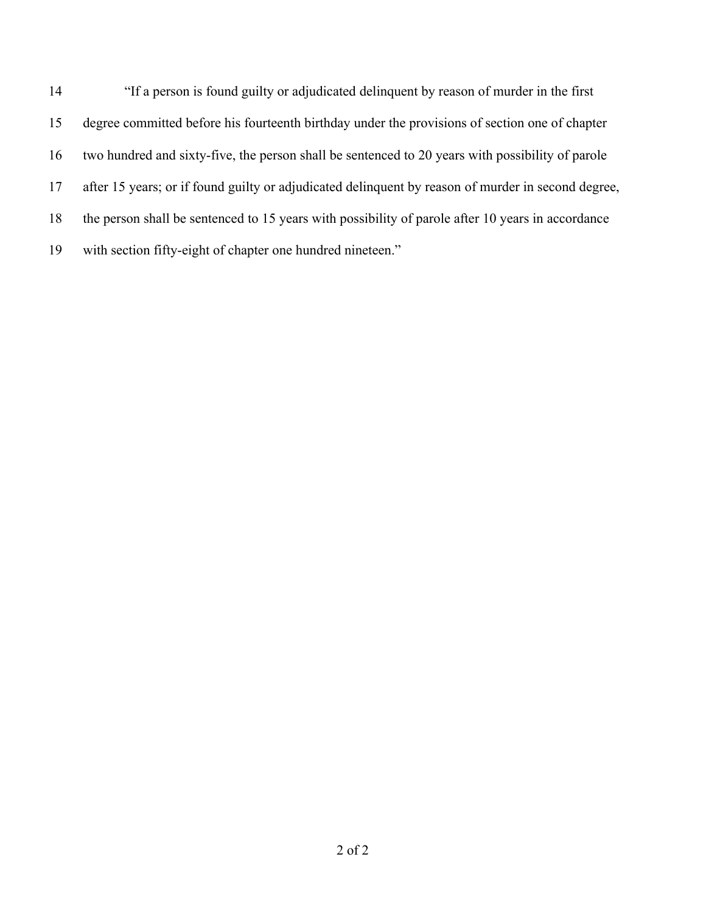"If a person is found guilty or adjudicated delinquent by reason of murder in the first degree committed before his fourteenth birthday under the provisions of section one of chapter two hundred and sixty-five, the person shall be sentenced to 20 years with possibility of parole after 15 years; or if found guilty or adjudicated delinquent by reason of murder in second degree, the person shall be sentenced to 15 years with possibility of parole after 10 years in accordance with section fifty-eight of chapter one hundred nineteen."